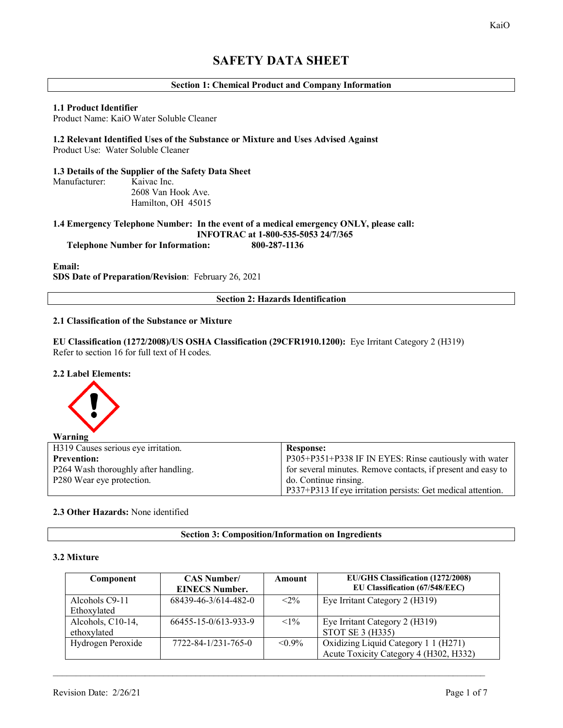# SAFETY DATA SHEET

## Section 1: Chemical Product and Company Information

### 1.1 Product Identifier

Product Name: KaiO Water Soluble Cleaner

### 1.2 Relevant Identified Uses of the Substance or Mixture and Uses Advised Against

Product Use: Water Soluble Cleaner

### 1.3 Details of the Supplier of the Safety Data Sheet

Manufacturer: Kaivac Inc.
2608 Van Hook Ave.
Hamilton, OH 45015

### 1.4 Emergency Telephone Number: In the event of a medical emergency ONLY, please call:

**INFOTRAC at 1-800-535-5053 24/7/365**

**Telephone Number for Information: 800-287-1136**

**Email:**

**SDS Date of Preparation/Revision**: February 26, 2021

## Section 2: Hazards Identification

### 2.1 Classification of the Substance or Mixture

**EU Classification (1272/2008)/US OSHA Classification (29CFR1910.1200):** Eye Irritant Category 2 (H319)
Refer to section 16 for full text of H codes.

### 2.2 Label Elements:

**Warning**

| H319 Causes serious eye irritation.<br>**Prevention:**<br>P264 Wash thoroughly after handling.<br>P280 Wear eye protection. | **Response:**<br>P305+P351+P338 IF IN EYES: Rinse cautiously with water for several minutes. Remove contacts, if present and easy to do. Continue rinsing.<br>P337+P313 If eye irritation persists: Get medical attention. |
|---|---|

### 2.3 Other Hazards: None identified

## Section 3: Composition/Information on Ingredients

### 3.2 Mixture

| Component | CAS Number/ EINECS Number. | Amount | EU/GHS Classification (1272/2008) EU Classification (67/548/EEC) |
|---|---|---|---|
| Alcohols C9-11 Ethoxylated | 68439-46-3/614-482-0 | <2% | Eye Irritant Category 2 (H319) |
| Alcohols, C10-14, ethoxylated | 66455-15-0/613-933-9 | <1% | Eye Irritant Category 2 (H319)<br>STOT SE 3 (H335) |
| Hydrogen Peroxide | 7722-84-1/231-765-0 | <0.9% | Oxidizing Liquid Category 1 1 (H271)<br>Acute Toxicity Category 4 (H302, H332) |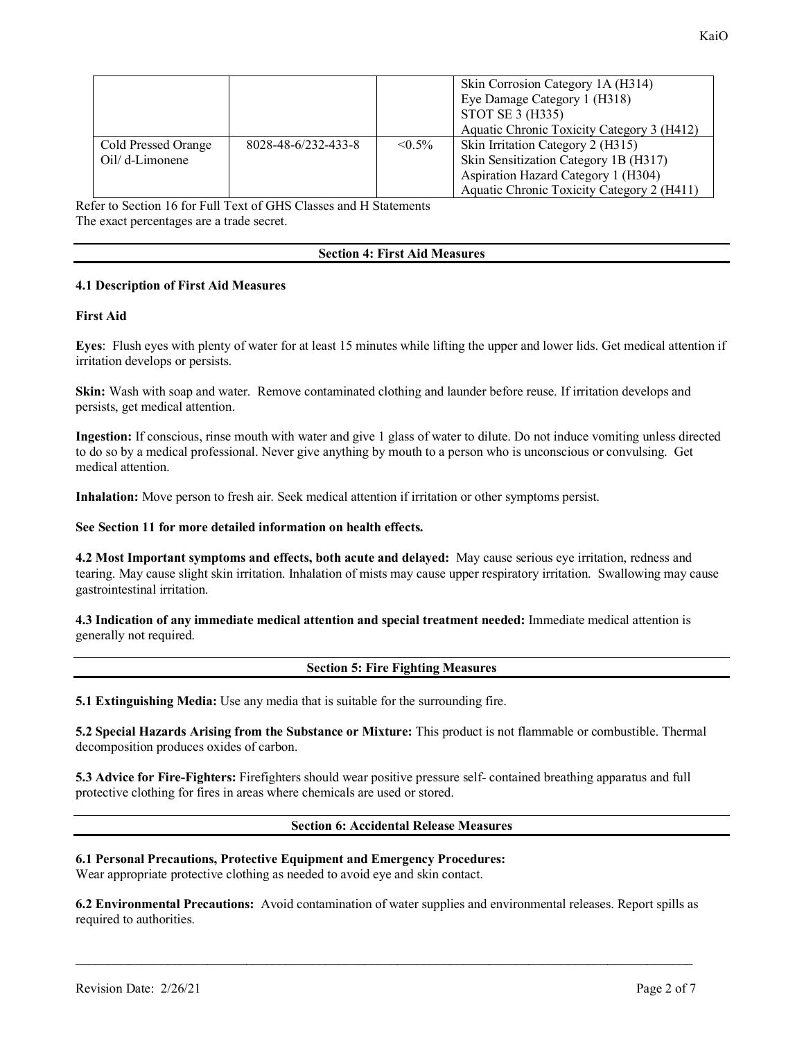| | | | |
|---|---|---|---|
| | | | Skin Corrosion Category 1A (H314)<br>Eye Damage Category 1 (H318)<br>STOT SE 3 (H335)<br>Aquatic Chronic Toxicity Category 3 (H412) |
| Cold Pressed Orange Oil/ d-Limonene | 8028-48-6/232-433-8 | <0.5% | Skin Irritation Category 2 (H315)<br>Skin Sensitization Category 1B (H317)<br>Aspiration Hazard Category 1 (H304)<br>Aquatic Chronic Toxicity Category 2 (H411) |

Refer to Section 16 for Full Text of GHS Classes and H Statements
The exact percentages are a trade secret.

## Section 4: First Aid Measures

**4.1 Description of First Aid Measures**

**First Aid**

**Eyes**: Flush eyes with plenty of water for at least 15 minutes while lifting the upper and lower lids. Get medical attention if irritation develops or persists.

**Skin:** Wash with soap and water. Remove contaminated clothing and launder before reuse. If irritation develops and persists, get medical attention.

**Ingestion:** If conscious, rinse mouth with water and give 1 glass of water to dilute. Do not induce vomiting unless directed to do so by a medical professional. Never give anything by mouth to a person who is unconscious or convulsing. Get medical attention.

**Inhalation:** Move person to fresh air. Seek medical attention if irritation or other symptoms persist.

**See Section 11 for more detailed information on health effects.**

**4.2 Most Important symptoms and effects, both acute and delayed:** May cause serious eye irritation, redness and tearing. May cause slight skin irritation. Inhalation of mists may cause upper respiratory irritation. Swallowing may cause gastrointestinal irritation.

**4.3 Indication of any immediate medical attention and special treatment needed:** Immediate medical attention is generally not required.

## Section 5: Fire Fighting Measures

**5.1 Extinguishing Media:** Use any media that is suitable for the surrounding fire.

**5.2 Special Hazards Arising from the Substance or Mixture:** This product is not flammable or combustible. Thermal decomposition produces oxides of carbon.

**5.3 Advice for Fire-Fighters:** Firefighters should wear positive pressure self- contained breathing apparatus and full protective clothing for fires in areas where chemicals are used or stored.

## Section 6: Accidental Release Measures

**6.1 Personal Precautions, Protective Equipment and Emergency Procedures:**
Wear appropriate protective clothing as needed to avoid eye and skin contact.

**6.2 Environmental Precautions:** Avoid contamination of water supplies and environmental releases. Report spills as required to authorities.

Revision Date: 2/26/21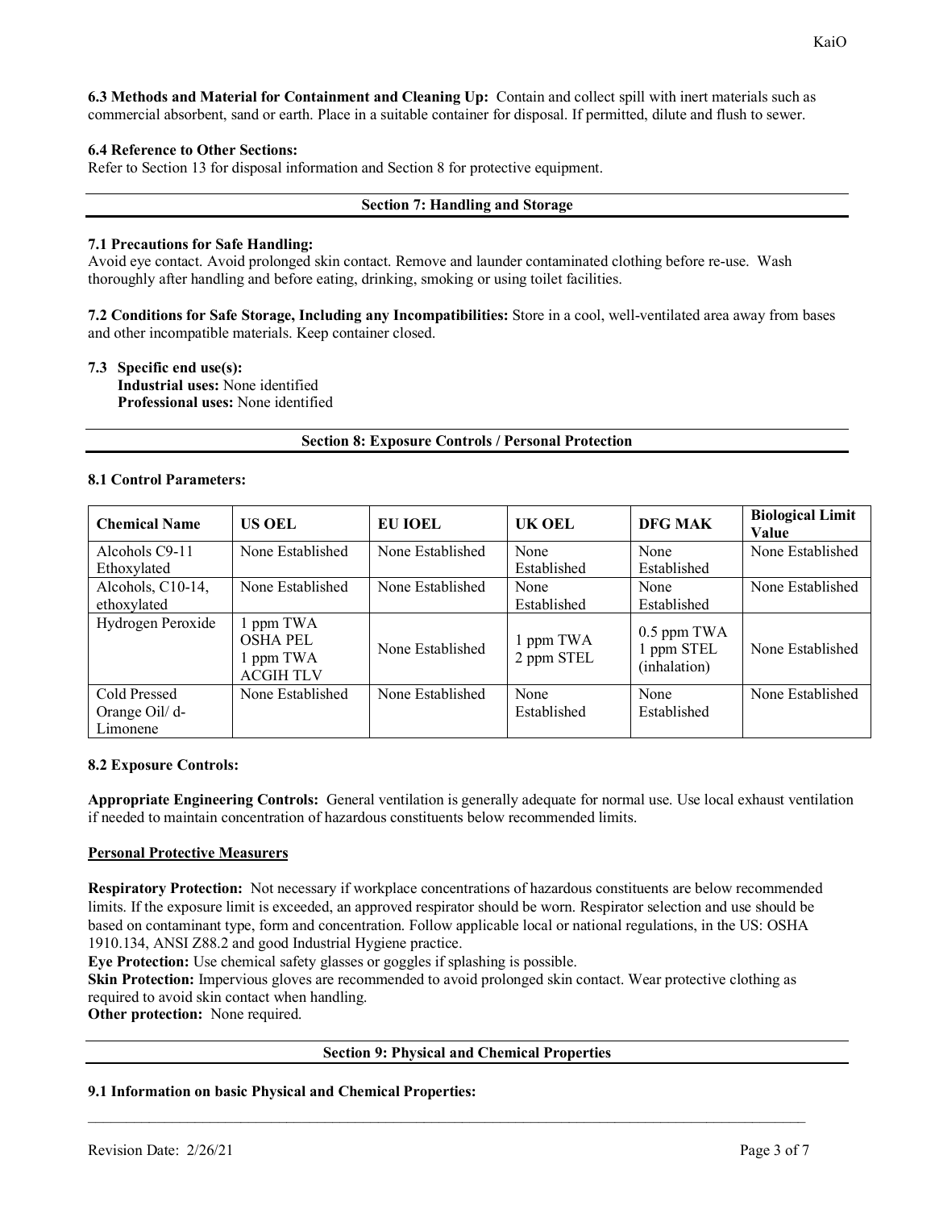**6.3 Methods and Material for Containment and Cleaning Up:** Contain and collect spill with inert materials such as commercial absorbent, sand or earth. Place in a suitable container for disposal. If permitted, dilute and flush to sewer.

**6.4 Reference to Other Sections:**
Refer to Section 13 for disposal information and Section 8 for protective equipment.

## Section 7: Handling and Storage

**7.1 Precautions for Safe Handling:**
Avoid eye contact. Avoid prolonged skin contact. Remove and launder contaminated clothing before re-use. Wash thoroughly after handling and before eating, drinking, smoking or using toilet facilities.

**7.2 Conditions for Safe Storage, Including any Incompatibilities:** Store in a cool, well-ventilated area away from bases and other incompatible materials. Keep container closed.

**7.3 Specific end use(s):**
**Industrial uses:** None identified
**Professional uses:** None identified

## Section 8: Exposure Controls / Personal Protection

**8.1 Control Parameters:**

| Chemical Name | US OEL | EU IOEL | UK OEL | DFG MAK | Biological Limit Value |
|---|---|---|---|---|---|
| Alcohols C9-11 Ethoxylated | None Established | None Established | None Established | None Established | None Established |
| Alcohols, C10-14, ethoxylated | None Established | None Established | None Established | None Established | None Established |
| Hydrogen Peroxide | 1 ppm TWA OSHA PEL 1 ppm TWA ACGIH TLV | None Established | 1 ppm TWA 2 ppm STEL | 0.5 ppm TWA 1 ppm STEL (inhalation) | None Established |
| Cold Pressed Orange Oil/ d-Limonene | None Established | None Established | None Established | None Established | None Established |

**8.2 Exposure Controls:**

**Appropriate Engineering Controls:** General ventilation is generally adequate for normal use. Use local exhaust ventilation if needed to maintain concentration of hazardous constituents below recommended limits.

**Personal Protective Measurers**

**Respiratory Protection:** Not necessary if workplace concentrations of hazardous constituents are below recommended limits. If the exposure limit is exceeded, an approved respirator should be worn. Respirator selection and use should be based on contaminant type, form and concentration. Follow applicable local or national regulations, in the US: OSHA 1910.134, ANSI Z88.2 and good Industrial Hygiene practice.
**Eye Protection:** Use chemical safety glasses or goggles if splashing is possible.
**Skin Protection:** Impervious gloves are recommended to avoid prolonged skin contact. Wear protective clothing as required to avoid skin contact when handling.
**Other protection:** None required.

## Section 9: Physical and Chemical Properties

**9.1 Information on basic Physical and Chemical Properties:**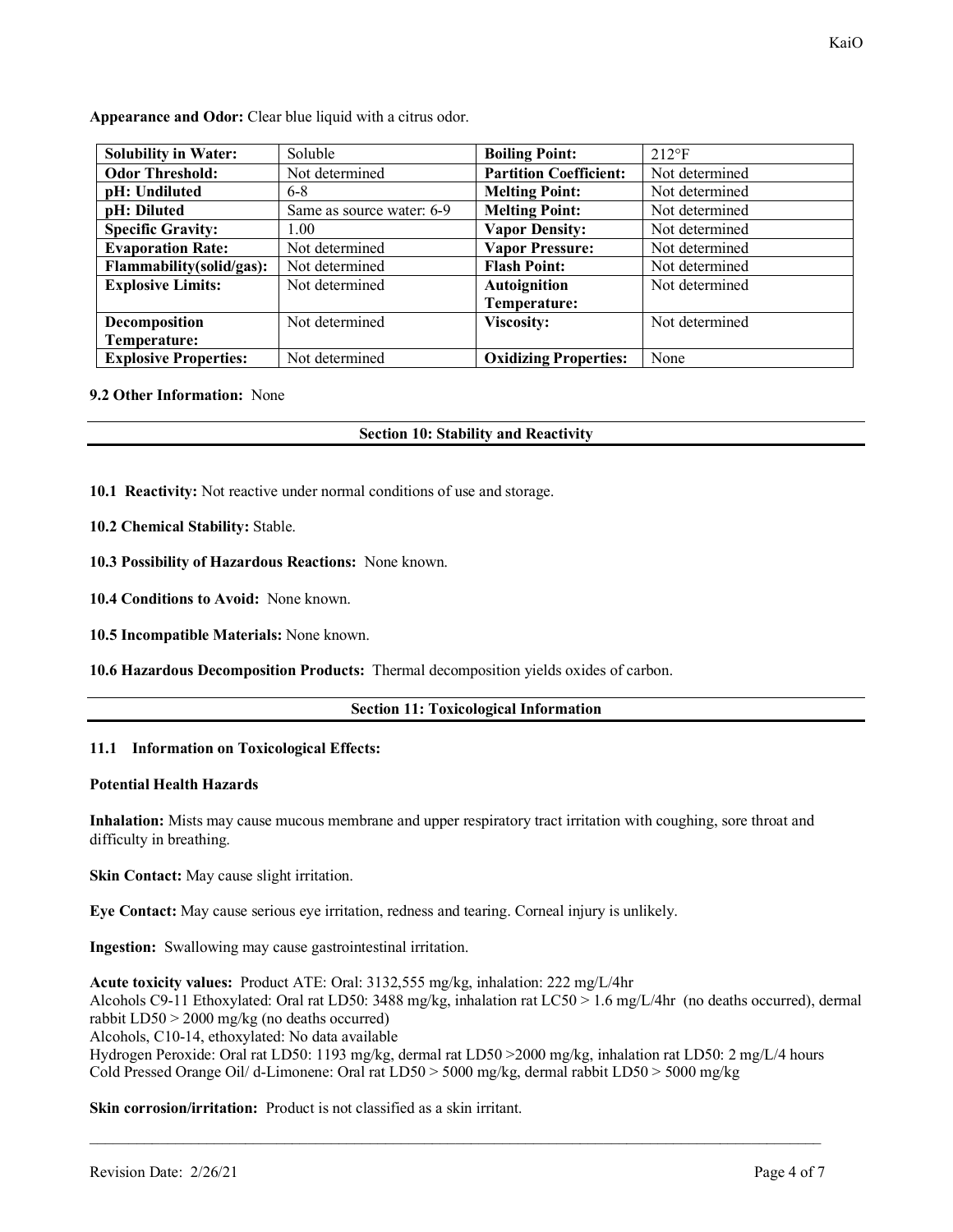**Appearance and Odor:** Clear blue liquid with a citrus odor.

| **Solubility in Water:** | Soluble | **Boiling Point:** | 212°F |
|---|---|---|---|
| **Odor Threshold:** | Not determined | **Partition Coefficient:** | Not determined |
| **pH: Undiluted** | 6-8 | **Melting Point:** | Not determined |
| **pH: Diluted** | Same as source water: 6-9 | **Melting Point:** | Not determined |
| **Specific Gravity:** | 1.00 | **Vapor Density:** | Not determined |
| **Evaporation Rate:** | Not determined | **Vapor Pressure:** | Not determined |
| **Flammability(solid/gas):** | Not determined | **Flash Point:** | Not determined |
| **Explosive Limits:** | Not determined | **Autoignition Temperature:** | Not determined |
| **Decomposition Temperature:** | Not determined | **Viscosity:** | Not determined |
| **Explosive Properties:** | Not determined | **Oxidizing Properties:** | None |

**9.2 Other Information:** None

## Section 10: Stability and Reactivity

**10.1 Reactivity:** Not reactive under normal conditions of use and storage.

**10.2 Chemical Stability:** Stable.

**10.3 Possibility of Hazardous Reactions:** None known.

**10.4 Conditions to Avoid:** None known.

**10.5 Incompatible Materials:** None known.

**10.6 Hazardous Decomposition Products:** Thermal decomposition yields oxides of carbon.

## Section 11: Toxicological Information

**11.1 Information on Toxicological Effects:**

**Potential Health Hazards**

**Inhalation:** Mists may cause mucous membrane and upper respiratory tract irritation with coughing, sore throat and difficulty in breathing.

**Skin Contact:** May cause slight irritation.

**Eye Contact:** May cause serious eye irritation, redness and tearing. Corneal injury is unlikely.

**Ingestion:** Swallowing may cause gastrointestinal irritation.

**Acute toxicity values:** Product ATE: Oral: 3132,555 mg/kg, inhalation: 222 mg/L/4hr
Alcohols C9-11 Ethoxylated: Oral rat LD50: 3488 mg/kg, inhalation rat LC50 > 1.6 mg/L/4hr (no deaths occurred), dermal rabbit LD50 > 2000 mg/kg (no deaths occurred)
Alcohols, C10-14, ethoxylated: No data available
Hydrogen Peroxide: Oral rat LD50: 1193 mg/kg, dermal rat LD50 >2000 mg/kg, inhalation rat LD50: 2 mg/L/4 hours
Cold Pressed Orange Oil/ d-Limonene: Oral rat LD50 > 5000 mg/kg, dermal rabbit LD50 > 5000 mg/kg

**Skin corrosion/irritation:** Product is not classified as a skin irritant.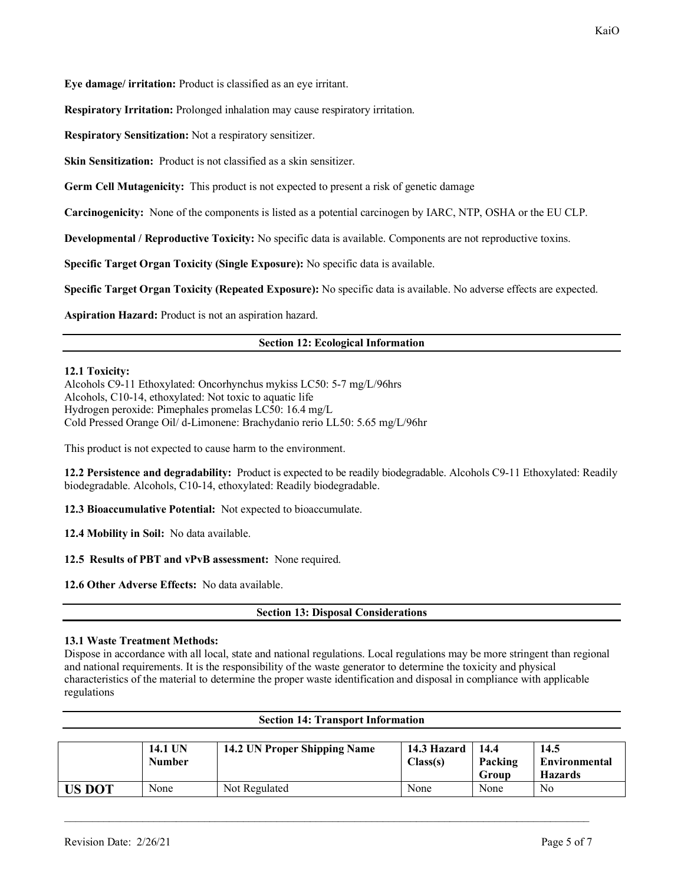**Eye damage/ irritation:** Product is classified as an eye irritant.

**Respiratory Irritation:** Prolonged inhalation may cause respiratory irritation.

**Respiratory Sensitization:** Not a respiratory sensitizer.

**Skin Sensitization:** Product is not classified as a skin sensitizer.

**Germ Cell Mutagenicity:** This product is not expected to present a risk of genetic damage

**Carcinogenicity:** None of the components is listed as a potential carcinogen by IARC, NTP, OSHA or the EU CLP.

**Developmental / Reproductive Toxicity:** No specific data is available. Components are not reproductive toxins.

**Specific Target Organ Toxicity (Single Exposure):** No specific data is available.

**Specific Target Organ Toxicity (Repeated Exposure):** No specific data is available. No adverse effects are expected.

**Aspiration Hazard:** Product is not an aspiration hazard.

## Section 12: Ecological Information

**12.1 Toxicity:**
Alcohols C9-11 Ethoxylated: Oncorhynchus mykiss LC50: 5-7 mg/L/96hrs
Alcohols, C10-14, ethoxylated: Not toxic to aquatic life
Hydrogen peroxide: Pimephales promelas LC50: 16.4 mg/L
Cold Pressed Orange Oil/ d-Limonene: Brachydanio rerio LL50: 5.65 mg/L/96hr

This product is not expected to cause harm to the environment.

**12.2 Persistence and degradability:** Product is expected to be readily biodegradable. Alcohols C9-11 Ethoxylated: Readily biodegradable. Alcohols, C10-14, ethoxylated: Readily biodegradable.

**12.3 Bioaccumulative Potential:** Not expected to bioaccumulate.

**12.4 Mobility in Soil:** No data available.

**12.5 Results of PBT and vPvB assessment:** None required.

**12.6 Other Adverse Effects:** No data available.

## Section 13: Disposal Considerations

**13.1 Waste Treatment Methods:**
Dispose in accordance with all local, state and national regulations. Local regulations may be more stringent than regional and national requirements. It is the responsibility of the waste generator to determine the toxicity and physical characteristics of the material to determine the proper waste identification and disposal in compliance with applicable regulations

## Section 14: Transport Information

| | 14.1 UN Number | 14.2 UN Proper Shipping Name | 14.3 Hazard Class(s) | 14.4 Packing Group | 14.5 Environmental Hazards |
|---|---|---|---|---|---|
| **US DOT** | None | Not Regulated | None | None | No |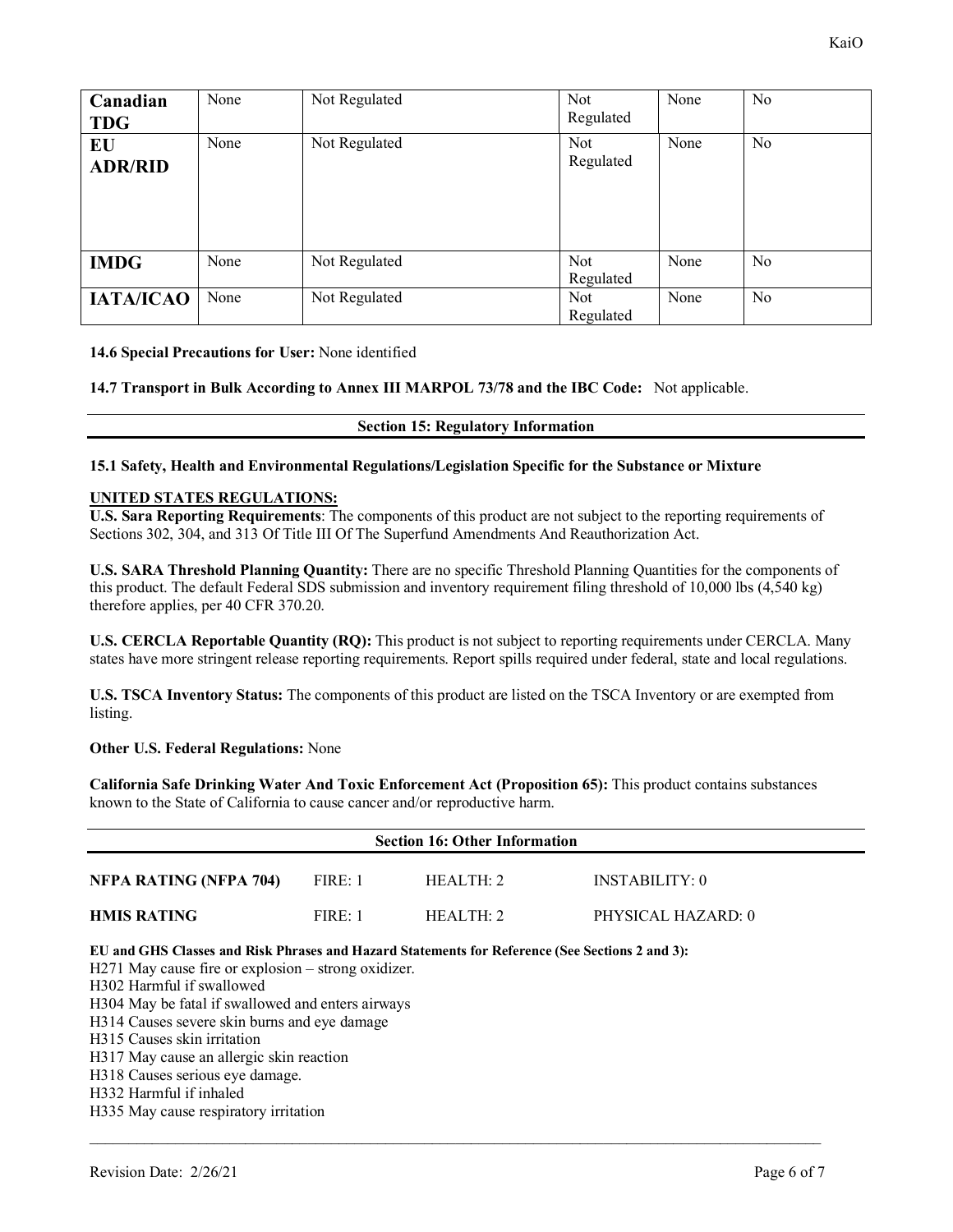| | | | | | |
|---|---|---|---|---|---|
| **Canadian TDG** | None | Not Regulated | Not Regulated | None | No |
| **EU ADR/RID** | None | Not Regulated | Not Regulated | None | No |
| **IMDG** | None | Not Regulated | Not Regulated | None | No |
| **IATA/ICAO** | None | Not Regulated | Not Regulated | None | No |

**14.6 Special Precautions for User:** None identified

**14.7 Transport in Bulk According to Annex III MARPOL 73/78 and the IBC Code:** Not applicable.

## Section 15: Regulatory Information

**15.1 Safety, Health and Environmental Regulations/Legislation Specific for the Substance or Mixture**

**UNITED STATES REGULATIONS:**

**U.S. Sara Reporting Requirements**: The components of this product are not subject to the reporting requirements of Sections 302, 304, and 313 Of Title III Of The Superfund Amendments And Reauthorization Act.

**U.S. SARA Threshold Planning Quantity:** There are no specific Threshold Planning Quantities for the components of this product. The default Federal SDS submission and inventory requirement filing threshold of 10,000 lbs (4,540 kg) therefore applies, per 40 CFR 370.20.

**U.S. CERCLA Reportable Quantity (RQ):** This product is not subject to reporting requirements under CERCLA. Many states have more stringent release reporting requirements. Report spills required under federal, state and local regulations.

**U.S. TSCA Inventory Status:** The components of this product are listed on the TSCA Inventory or are exempted from listing.

**Other U.S. Federal Regulations:** None

**California Safe Drinking Water And Toxic Enforcement Act (Proposition 65):** This product contains substances known to the State of California to cause cancer and/or reproductive harm.

## Section 16: Other Information

| | | | |
|---|---|---|---|
| **NFPA RATING (NFPA 704)** | FIRE: 1 | HEALTH: 2 | INSTABILITY: 0 |
| **HMIS RATING** | FIRE: 1 | HEALTH: 2 | PHYSICAL HAZARD: 0 |

**EU and GHS Classes and Risk Phrases and Hazard Statements for Reference (See Sections 2 and 3):**

H271 May cause fire or explosion – strong oxidizer.
H302 Harmful if swallowed
H304 May be fatal if swallowed and enters airways
H314 Causes severe skin burns and eye damage
H315 Causes skin irritation
H317 May cause an allergic skin reaction
H318 Causes serious eye damage.
H332 Harmful if inhaled
H335 May cause respiratory irritation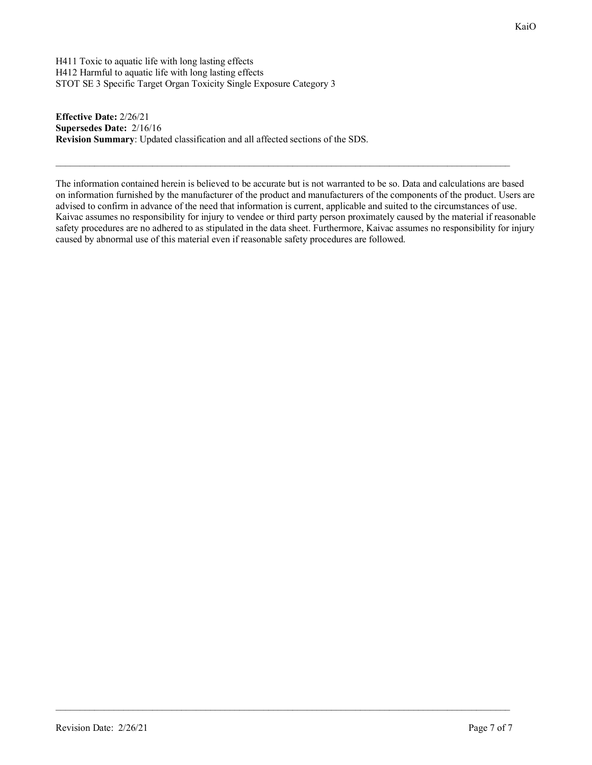H411 Toxic to aquatic life with long lasting effects
H412 Harmful to aquatic life with long lasting effects
STOT SE 3 Specific Target Organ Toxicity Single Exposure Category 3

**Effective Date:** 2/26/21
**Supersedes Date:** 2/16/16
**Revision Summary**: Updated classification and all affected sections of the SDS.

---

The information contained herein is believed to be accurate but is not warranted to be so. Data and calculations are based on information furnished by the manufacturer of the product and manufacturers of the components of the product. Users are advised to confirm in advance of the need that information is current, applicable and suited to the circumstances of use. Kaivac assumes no responsibility for injury to vendee or third party person proximately caused by the material if reasonable safety procedures are no adhered to as stipulated in the data sheet. Furthermore, Kaivac assumes no responsibility for injury caused by abnormal use of this material even if reasonable safety procedures are followed.